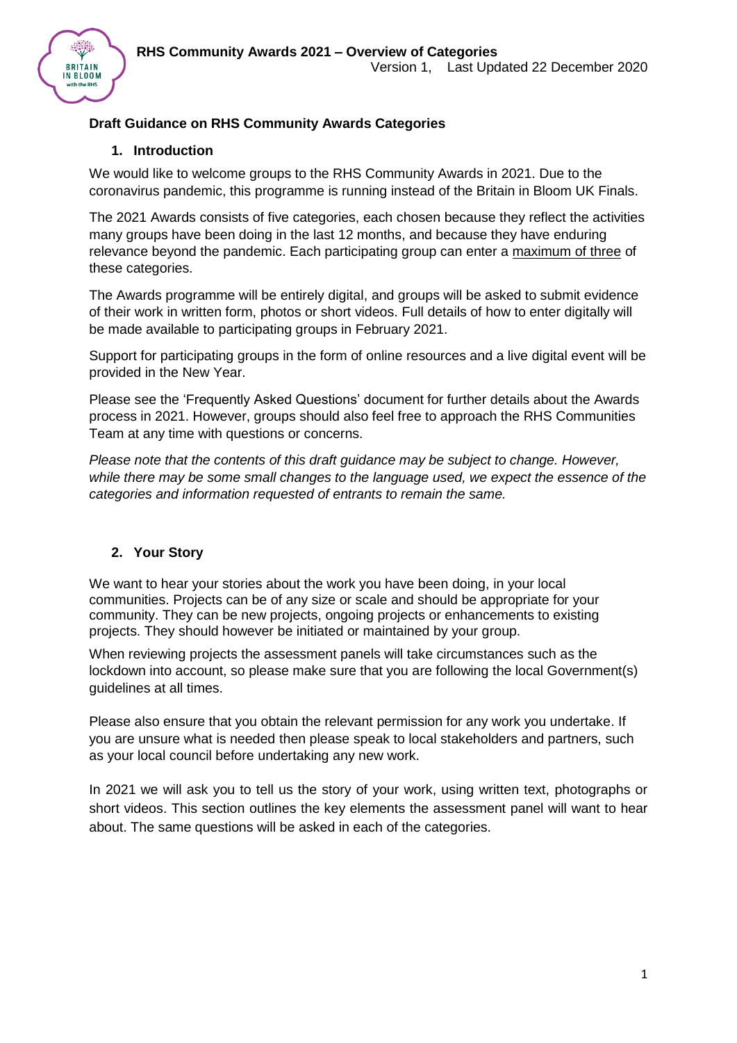# Draft Guidance on RHS Community Awards Categories

## 1. Introduction

We would like to welcome groups to the RHS Community Awards in 2021. Due to the coronavirus pandemic, this programme is running instead of the Britain in Bloom UK Finals.

The 2021 Awards consists of five categories, each chosen because they reflect the activities many groups have been doing in the last 12 months, and because they have enduring relevance beyond the pandemic. Each participating group can enter a maximum of three of these categories.

The Awards programme will be entirely digital, and groups will be asked to submit evidence of their work in written form, photos or short videos. Full details of how to enter digitally will be made available to participating groups in February 2021.

Support for participating groups in the form of online resources and a live digital event will be provided in the New Year.

Please see the 'Frequently Asked Questions' document for further details about the Awards process in 2021. However, groups should also feel free to approach the RHS Communities Team at any time with questions or concerns.

*Please note that the contents of this draft guidance may be subject to change. However, while there may be some small changes to the language used, we expect the essence of the categories and information requested of entrants to remain the same.*

## 2. Your Story

We want to hear your stories about the work you have been doing, in your local communities. Projects can be of any size or scale and should be appropriate for your community. They can be new projects, ongoing projects or enhancements to existing projects. They should however be initiated or maintained by your group.

When reviewing projects the assessment panels will take circumstances such as the lockdown into account, so please make sure that you are following the local Government(s) guidelines at all times.

Please also ensure that you obtain the relevant permission for any work you undertake. If you are unsure what is needed then please speak to local stakeholders and partners, such as your local council before undertaking any new work.

In 2021 we will ask you to tell us the story of your work, using written text, photographs or short videos. This section outlines the key elements the assessment panel will want to hear about. The same questions will be asked in each of the categories.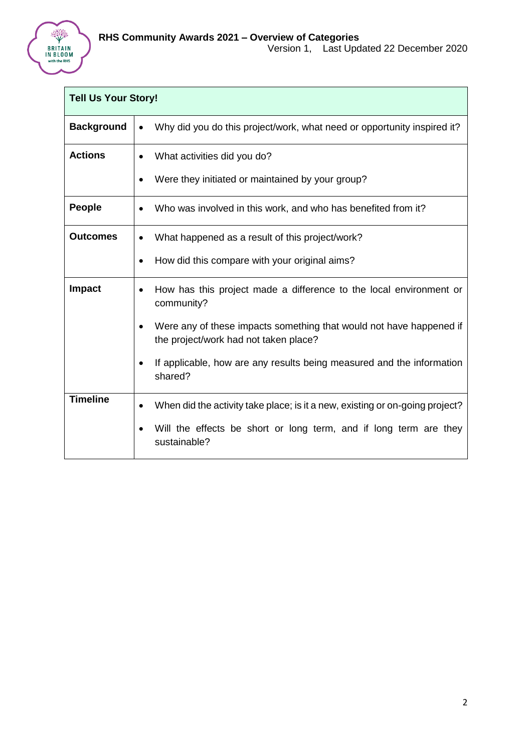| Tell Us Your Story! | |
|---|---|
| **Background** | • Why did you do this project/work, what need or opportunity inspired it? |
| **Actions** | • What activities did you do?<br>• Were they initiated or maintained by your group? |
| **People** | • Who was involved in this work, and who has benefited from it? |
| **Outcomes** | • What happened as a result of this project/work?<br>• How did this compare with your original aims? |
| **Impact** | • How has this project made a difference to the local environment or community?<br>• Were any of these impacts something that would not have happened if the project/work had not taken place?<br>• If applicable, how are any results being measured and the information shared? |
| **Timeline** | • When did the activity take place; is it a new, existing or on-going project?<br>• Will the effects be short or long term, and if long term are they sustainable? |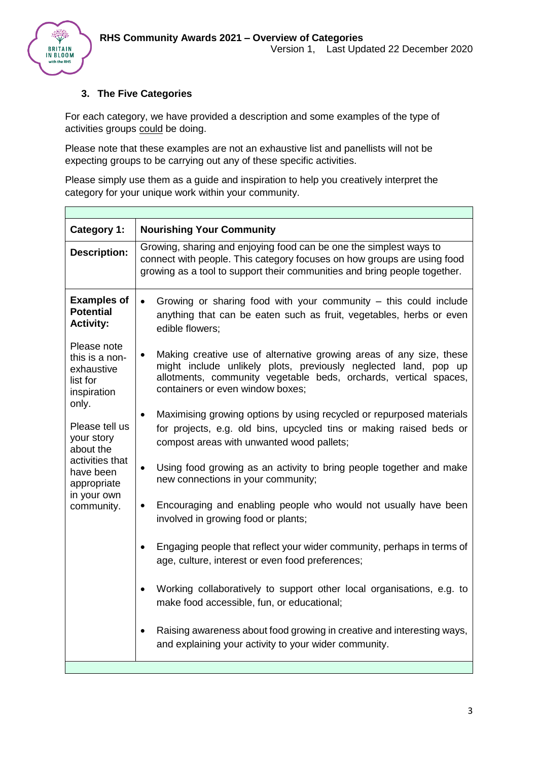### 3. The Five Categories

For each category, we have provided a description and some examples of the type of activities groups could be doing.

Please note that these examples are not an exhaustive list and panellists will not be expecting groups to be carrying out any of these specific activities.

Please simply use them as a guide and inspiration to help you creatively interpret the category for your unique work within your community.

| | |
|---|---|
| **Category 1:** | **Nourishing Your Community** |
| **Description:** | Growing, sharing and enjoying food can be one the simplest ways to connect with people. This category focuses on how groups are using food growing as a tool to support their communities and bring people together. |
| **Examples of Potential Activity:**<br><br>Please note this is a non-exhaustive list for inspiration only.<br><br>Please tell us your story about the activities that have been appropriate in your own community. | • Growing or sharing food with your community – this could include anything that can be eaten such as fruit, vegetables, herbs or even edible flowers;<br>• Making creative use of alternative growing areas of any size, these might include unlikely plots, previously neglected land, pop up allotments, community vegetable beds, orchards, vertical spaces, containers or even window boxes;<br>• Maximising growing options by using recycled or repurposed materials for projects, e.g. old bins, upcycled tins or making raised beds or compost areas with unwanted wood pallets;<br>• Using food growing as an activity to bring people together and make new connections in your community;<br>• Encouraging and enabling people who would not usually have been involved in growing food or plants;<br>• Engaging people that reflect your wider community, perhaps in terms of age, culture, interest or even food preferences;<br>• Working collaboratively to support other local organisations, e.g. to make food accessible, fun, or educational;<br>• Raising awareness about food growing in creative and interesting ways, and explaining your activity to your wider community. |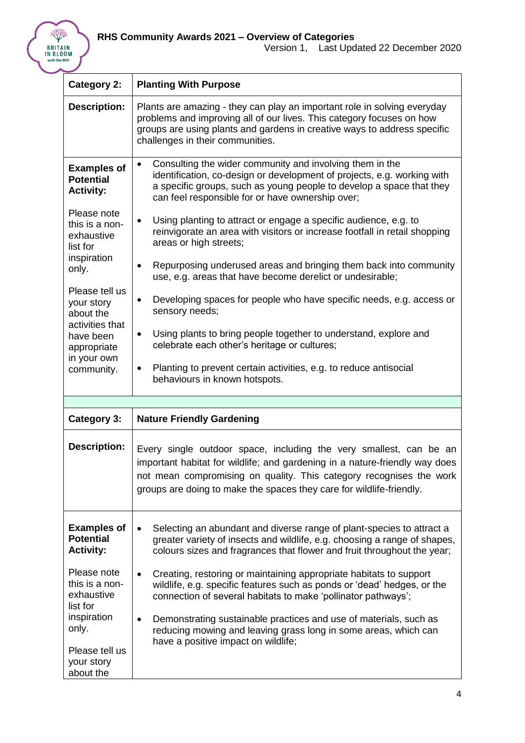| Category 2: | Planting With Purpose |
|---|---|
| **Description:** | Plants are amazing - they can play an important role in solving everyday problems and improving all of our lives. This category focuses on how groups are using plants and gardens in creative ways to address specific challenges in their communities. |
| **Examples of Potential Activity:**<br><br>Please note this is a non-exhaustive list for inspiration only.<br><br>Please tell us your story about the activities that have been appropriate in your own community. | • Consulting the wider community and involving them in the identification, co-design or development of projects, e.g. working with a specific groups, such as young people to develop a space that they can feel responsible for or have ownership over;<br><br>• Using planting to attract or engage a specific audience, e.g. to reinvigorate an area with visitors or increase footfall in retail shopping areas or high streets;<br><br>• Repurposing underused areas and bringing them back into community use, e.g. areas that have become derelict or undesirable;<br><br>• Developing spaces for people who have specific needs, e.g. access or sensory needs;<br><br>• Using plants to bring people together to understand, explore and celebrate each other's heritage or cultures;<br><br>• Planting to prevent certain activities, e.g. to reduce antisocial behaviours in known hotspots. |

| Category 3: | Nature Friendly Gardening |
|---|---|
| **Description:** | Every single outdoor space, including the very smallest, can be an important habitat for wildlife; and gardening in a nature-friendly way does not mean compromising on quality. This category recognises the work groups are doing to make the spaces they care for wildlife-friendly. |
| **Examples of Potential Activity:**<br><br>Please note this is a non-exhaustive list for inspiration only.<br><br>Please tell us your story about the | • Selecting an abundant and diverse range of plant-species to attract a greater variety of insects and wildlife, e.g. choosing a range of shapes, colours sizes and fragrances that flower and fruit throughout the year;<br><br>• Creating, restoring or maintaining appropriate habitats to support wildlife, e.g. specific features such as ponds or 'dead' hedges, or the connection of several habitats to make 'pollinator pathways';<br><br>• Demonstrating sustainable practices and use of materials, such as reducing mowing and leaving grass long in some areas, which can have a positive impact on wildlife; |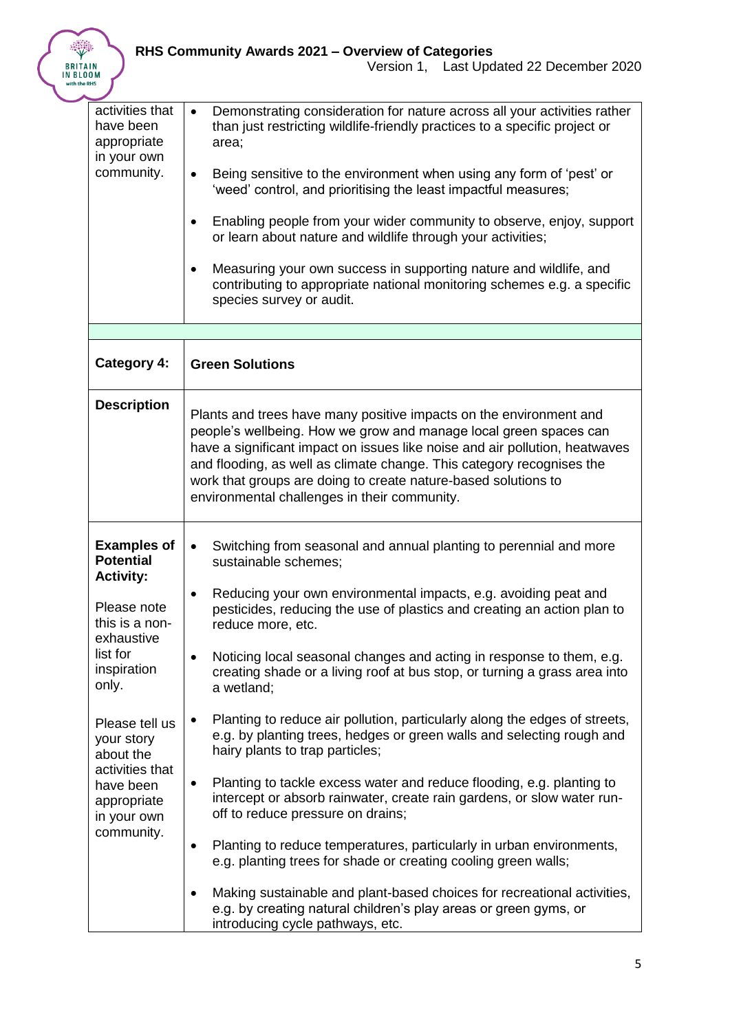| | |
|---|---|
| activities that have been appropriate in your own community. | • Demonstrating consideration for nature across all your activities rather than just restricting wildlife-friendly practices to a specific project or area;<br><br>• Being sensitive to the environment when using any form of 'pest' or 'weed' control, and prioritising the least impactful measures;<br><br>• Enabling people from your wider community to observe, enjoy, support or learn about nature and wildlife through your activities;<br><br>• Measuring your own success in supporting nature and wildlife, and contributing to appropriate national monitoring schemes e.g. a specific species survey or audit. |

| | |
|---|---|
| **Category 4:** | **Green Solutions** |
| **Description** | Plants and trees have many positive impacts on the environment and people's wellbeing. How we grow and manage local green spaces can have a significant impact on issues like noise and air pollution, heatwaves and flooding, as well as climate change. This category recognises the work that groups are doing to create nature-based solutions to environmental challenges in their community. |
| **Examples of Potential Activity:**<br><br>Please note this is a non-exhaustive list for inspiration only.<br><br>Please tell us your story about the activities that have been appropriate in your own community. | • Switching from seasonal and annual planting to perennial and more sustainable schemes;<br><br>• Reducing your own environmental impacts, e.g. avoiding peat and pesticides, reducing the use of plastics and creating an action plan to reduce more, etc.<br><br>• Noticing local seasonal changes and acting in response to them, e.g. creating shade or a living roof at bus stop, or turning a grass area into a wetland;<br><br>• Planting to reduce air pollution, particularly along the edges of streets, e.g. by planting trees, hedges or green walls and selecting rough and hairy plants to trap particles;<br><br>• Planting to tackle excess water and reduce flooding, e.g. planting to intercept or absorb rainwater, create rain gardens, or slow water run-off to reduce pressure on drains;<br><br>• Planting to reduce temperatures, particularly in urban environments, e.g. planting trees for shade or creating cooling green walls;<br><br>• Making sustainable and plant-based choices for recreational activities, e.g. by creating natural children's play areas or green gyms, or introducing cycle pathways, etc. |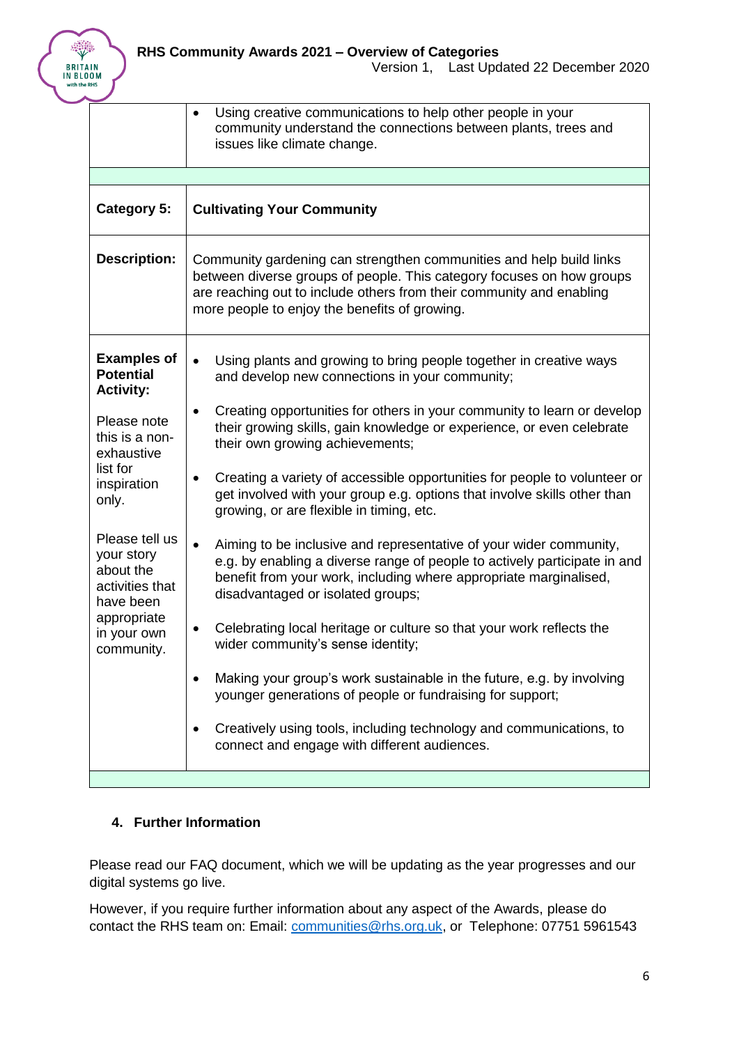| | |
|---|---|
| | • Using creative communications to help other people in your community understand the connections between plants, trees and issues like climate change. |
| | |
| **Category 5:** | **Cultivating Your Community** |
| **Description:** | Community gardening can strengthen communities and help build links between diverse groups of people. This category focuses on how groups are reaching out to include others from their community and enabling more people to enjoy the benefits of growing. |
| **Examples of Potential Activity:**<br><br>Please note this is a non-exhaustive list for inspiration only.<br><br>Please tell us your story about the activities that have been appropriate in your own community. | • Using plants and growing to bring people together in creative ways and develop new connections in your community;<br><br>• Creating opportunities for others in your community to learn or develop their growing skills, gain knowledge or experience, or even celebrate their own growing achievements;<br><br>• Creating a variety of accessible opportunities for people to volunteer or get involved with your group e.g. options that involve skills other than growing, or are flexible in timing, etc.<br><br>• Aiming to be inclusive and representative of your wider community, e.g. by enabling a diverse range of people to actively participate in and benefit from your work, including where appropriate marginalised, disadvantaged or isolated groups;<br><br>• Celebrating local heritage or culture so that your work reflects the wider community's sense identity;<br><br>• Making your group's work sustainable in the future, e.g. by involving younger generations of people or fundraising for support;<br><br>• Creatively using tools, including technology and communications, to connect and engage with different audiences. |
| | |

## 4. Further Information

Please read our FAQ document, which we will be updating as the year progresses and our digital systems go live.

However, if you require further information about any aspect of the Awards, please do contact the RHS team on: Email: communities@rhs.org.uk, or Telephone: 07751 5961543